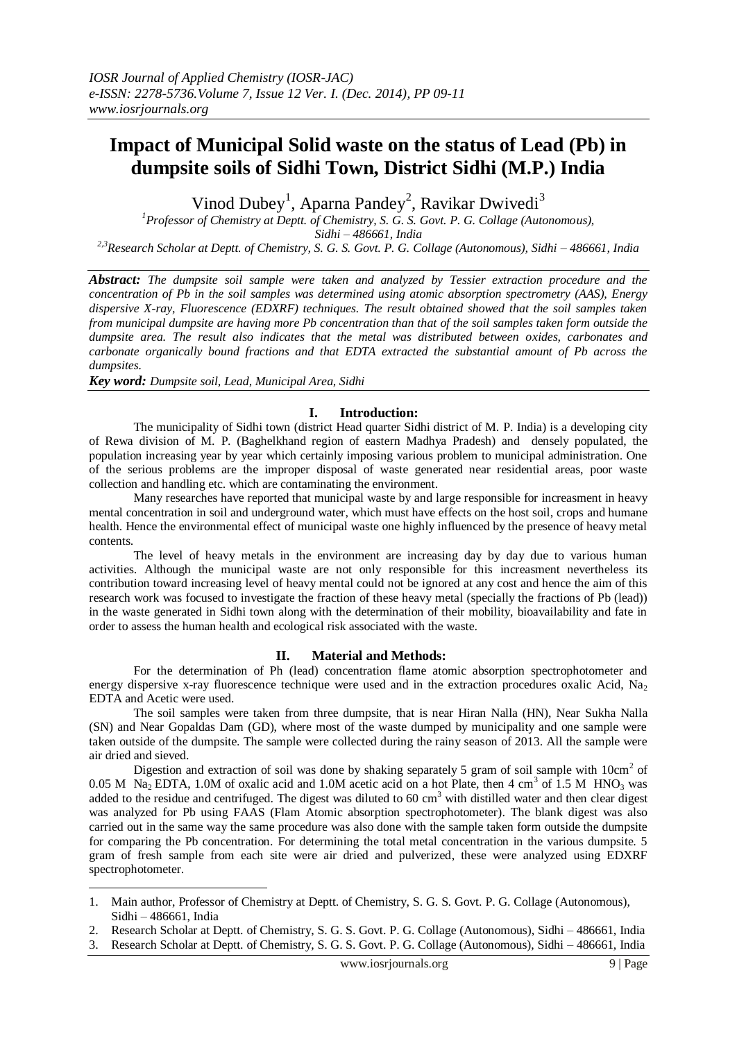# Impact of Municipal Solid waste on the status of Lead (Pb) in dumpsite soils of Sidhi Town, District Sidhi (M.P.) India

Vinod Dubey[1], Aparna Pandey[2], Ravikar Dwivedi[3]

[1]Professor of Chemistry at Deptt. of Chemistry, S. G. S. Govt. P. G. Collage (Autonomous), Sidhi – 486661, India

[2,3]Research Scholar at Deptt. of Chemistry, S. G. S. Govt. P. G. Collage (Autonomous), Sidhi – 486661, India

***Abstract:*** *The dumpsite soil sample were taken and analyzed by Tessier extraction procedure and the concentration of Pb in the soil samples was determined using atomic absorption spectrometry (AAS), Energy dispersive X-ray, Fluorescence (EDXRF) techniques. The result obtained showed that the soil samples taken from municipal dumpsite are having more Pb concentration than that of the soil samples taken form outside the dumpsite area. The result also indicates that the metal was distributed between oxides, carbonates and carbonate organically bound fractions and that EDTA extracted the substantial amount of Pb across the dumpsites.*

***Key word:*** *Dumpsite soil, Lead, Municipal Area, Sidhi*

## I. Introduction:

The municipality of Sidhi town (district Head quarter Sidhi district of M. P. India) is a developing city of Rewa division of M. P. (Baghelkhand region of eastern Madhya Pradesh) and densely populated, the population increasing year by year which certainly imposing various problem to municipal administration. One of the serious problems are the improper disposal of waste generated near residential areas, poor waste collection and handling etc. which are contaminating the environment.

Many researches have reported that municipal waste by and large responsible for increasment in heavy mental concentration in soil and underground water, which must have effects on the host soil, crops and humane health. Hence the environmental effect of municipal waste one highly influenced by the presence of heavy metal contents.

The level of heavy metals in the environment are increasing day by day due to various human activities. Although the municipal waste are not only responsible for this increasment nevertheless its contribution toward increasing level of heavy mental could not be ignored at any cost and hence the aim of this research work was focused to investigate the fraction of these heavy metal (specially the fractions of Pb (lead)) in the waste generated in Sidhi town along with the determination of their mobility, bioavailability and fate in order to assess the human health and ecological risk associated with the waste.

## II. Material and Methods:

For the determination of Ph (lead) concentration flame atomic absorption spectrophotometer and energy dispersive x-ray fluorescence technique were used and in the extraction procedures oxalic Acid, $Na_2$ EDTA and Acetic were used.

The soil samples were taken from three dumpsite, that is near Hiran Nalla (HN), Near Sukha Nalla (SN) and Near Gopaldas Dam (GD), where most of the waste dumped by municipality and one sample were taken outside of the dumpsite. The sample were collected during the rainy season of 2013. All the sample were air dried and sieved.

Digestion and extraction of soil was done by shaking separately 5 gram of soil sample with $10cm^2$ of 0.05 M $Na_2$ EDTA, 1.0M of oxalic acid and 1.0M acetic acid on a hot Plate, then 4 $cm^3$ of 1.5 M $HNO_3$ was added to the residue and centrifuged. The digest was diluted to 60 $cm^3$ with distilled water and then clear digest was analyzed for Pb using FAAS (Flam Atomic absorption spectrophotometer). The blank digest was also carried out in the same way the same procedure was also done with the sample taken form outside the dumpsite for comparing the Pb concentration. For determining the total metal concentration in the various dumpsite. 5 gram of fresh sample from each site were air dried and pulverized, these were analyzed using EDXRF spectrophotometer.

1. Main author, Professor of Chemistry at Deptt. of Chemistry, S. G. S. Govt. P. G. Collage (Autonomous), Sidhi – 486661, India
2. Research Scholar at Deptt. of Chemistry, S. G. S. Govt. P. G. Collage (Autonomous), Sidhi – 486661, India
3. Research Scholar at Deptt. of Chemistry, S. G. S. Govt. P. G. Collage (Autonomous), Sidhi – 486661, India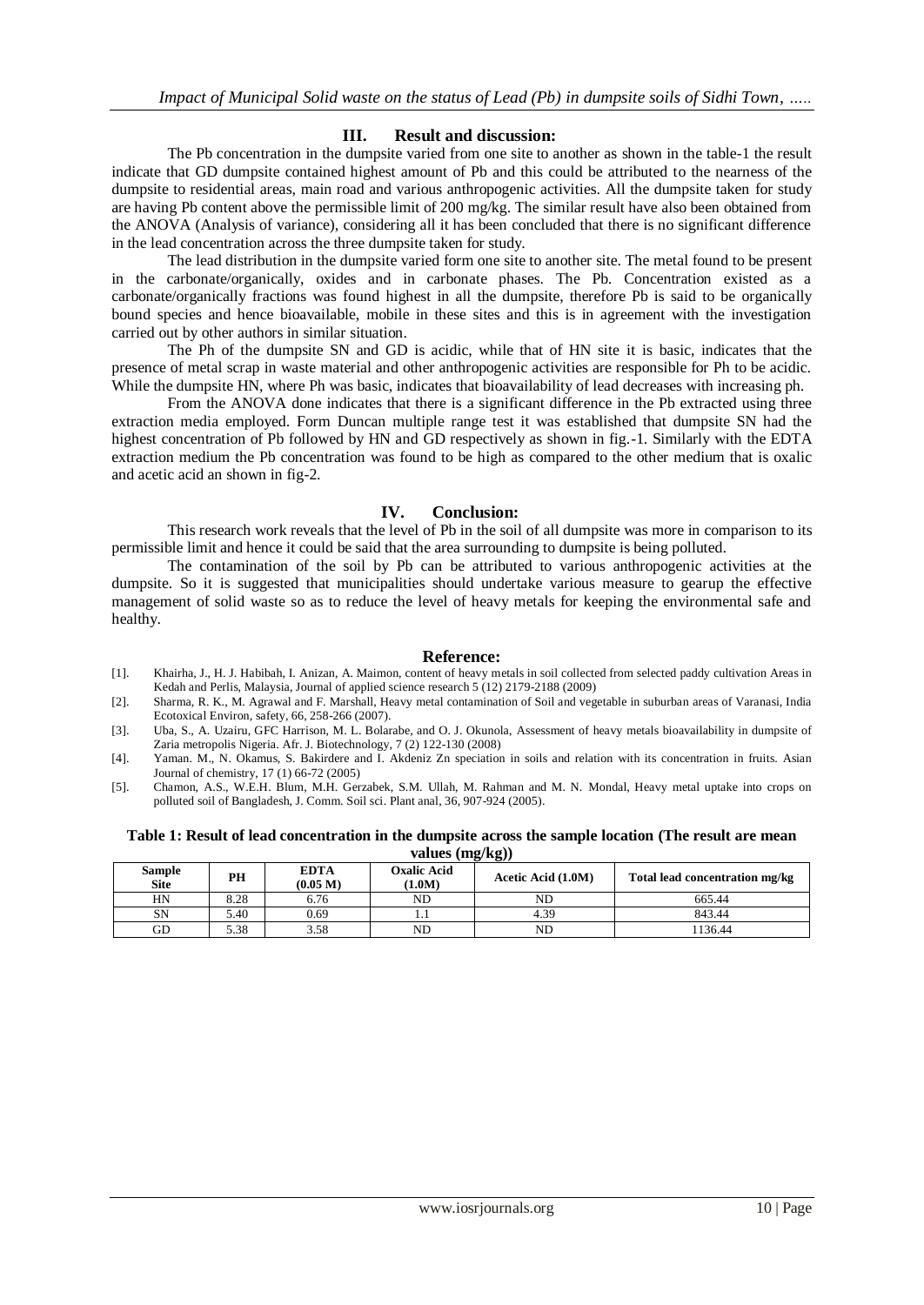## III. Result and discussion:

The Pb concentration in the dumpsite varied from one site to another as shown in the table-1 the result indicate that GD dumpsite contained highest amount of Pb and this could be attributed to the nearness of the dumpsite to residential areas, main road and various anthropogenic activities. All the dumpsite taken for study are having Pb content above the permissible limit of 200 mg/kg. The similar result have also been obtained from the ANOVA (Analysis of variance), considering all it has been concluded that there is no significant difference in the lead concentration across the three dumpsite taken for study.

The lead distribution in the dumpsite varied form one site to another site. The metal found to be present in the carbonate/organically, oxides and in carbonate phases. The Pb. Concentration existed as a carbonate/organically fractions was found highest in all the dumpsite, therefore Pb is said to be organically bound species and hence bioavailable, mobile in these sites and this is in agreement with the investigation carried out by other authors in similar situation.

The Ph of the dumpsite SN and GD is acidic, while that of HN site it is basic, indicates that the presence of metal scrap in waste material and other anthropogenic activities are responsible for Ph to be acidic. While the dumpsite HN, where Ph was basic, indicates that bioavailability of lead decreases with increasing ph.

From the ANOVA done indicates that there is a significant difference in the Pb extracted using three extraction media employed. Form Duncan multiple range test it was established that dumpsite SN had the highest concentration of Pb followed by HN and GD respectively as shown in fig.-1. Similarly with the EDTA extraction medium the Pb concentration was found to be high as compared to the other medium that is oxalic and acetic acid an shown in fig-2.

## IV. Conclusion:

This research work reveals that the level of Pb in the soil of all dumpsite was more in comparison to its permissible limit and hence it could be said that the area surrounding to dumpsite is being polluted.

The contamination of the soil by Pb can be attributed to various anthropogenic activities at the dumpsite. So it is suggested that municipalities should undertake various measure to gearup the effective management of solid waste so as to reduce the level of heavy metals for keeping the environmental safe and healthy.

## Reference:

[1]. Khairha, J., H. J. Habibah, I. Anizan, A. Maimon, content of heavy metals in soil collected from selected paddy cultivation Areas in Kedah and Perlis, Malaysia, Journal of applied science research 5 (12) 2179-2188 (2009)

[2]. Sharma, R. K., M. Agrawal and F. Marshall, Heavy metal contamination of Soil and vegetable in suburban areas of Varanasi, India Ecotoxical Environ, safety, 66, 258-266 (2007).

[3]. Uba, S., A. Uzairu, GFC Harrison, M. L. Bolarabe, and O. J. Okunola, Assessment of heavy metals bioavailability in dumpsite of Zaria metropolis Nigeria. Afr. J. Biotechnology, 7 (2) 122-130 (2008)

[4]. Yaman. M., N. Okamus, S. Bakirdere and I. Akdeniz Zn speciation in soils and relation with its concentration in fruits. Asian Journal of chemistry, 17 (1) 66-72 (2005)

[5]. Chamon, A.S., W.E.H. Blum, M.H. Gerzabek, S.M. Ullah, M. Rahman and M. N. Mondal, Heavy metal uptake into crops on polluted soil of Bangladesh, J. Comm. Soil sci. Plant anal, 36, 907-924 (2005).

**Table 1: Result of lead concentration in the dumpsite across the sample location (The result are mean values (mg/kg))**

| Sample Site | PH | EDTA (0.05 M) | Oxalic Acid (1.0M) | Acetic Acid (1.0M) | Total lead concentration mg/kg |
|---|---|---|---|---|---|
| HN | 8.28 | 6.76 | ND | ND | 665.44 |
| SN | 5.40 | 0.69 | 1.1 | 4.39 | 843.44 |
| GD | 5.38 | 3.58 | ND | ND | 1136.44 |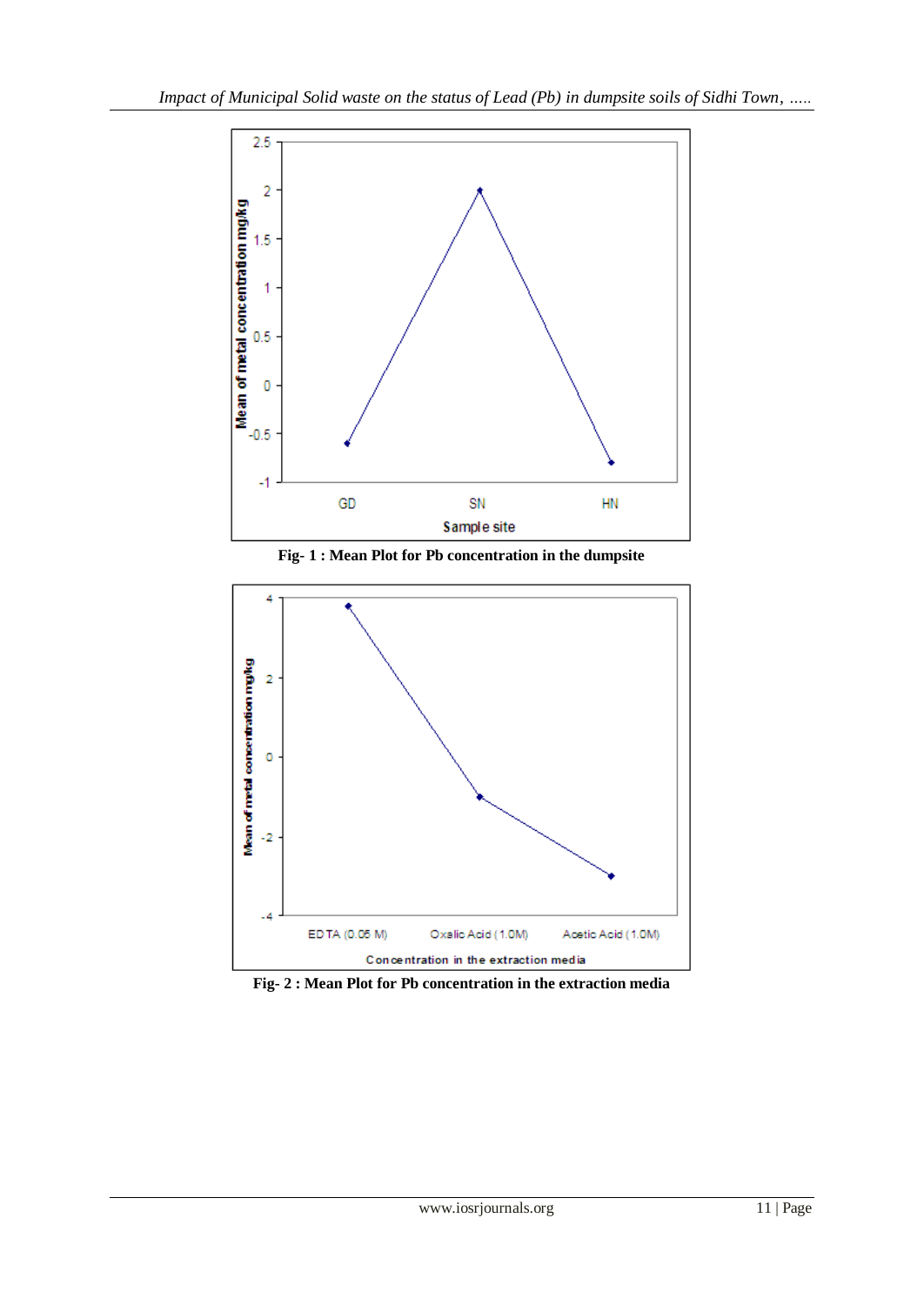2.5
2
1.5
1
0.5
0
-0.5
-1

Mean of metal concentration mg/kg

GD
SN
HN

Sample site

**Fig- 1 : Mean Plot for Pb concentration in the dumpsite**

4
2
0
-2
-4

Mean of metal concentration mg/kg

EDTA (0.05 M)
Oxalic Acid (1.0M)
Acetic Acid (1.0M)

Concentration in the extraction media

**Fig- 2 : Mean Plot for Pb concentration in the extraction media**